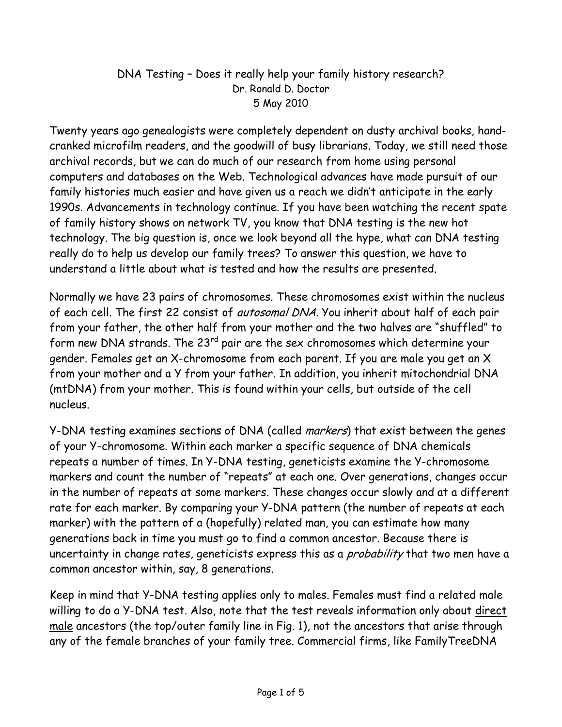# DNA Testing – Does it really help your family history research?

Dr. Ronald D. Doctor

5 May 2010

Twenty years ago genealogists were completely dependent on dusty archival books, hand-cranked microfilm readers, and the goodwill of busy librarians. Today, we still need those archival records, but we can do much of our research from home using personal computers and databases on the Web. Technological advances have made pursuit of our family histories much easier and have given us a reach we didn't anticipate in the early 1990s. Advancements in technology continue. If you have been watching the recent spate of family history shows on network TV, you know that DNA testing is the new hot technology. The big question is, once we look beyond all the hype, what can DNA testing really do to help us develop our family trees? To answer this question, we have to understand a little about what is tested and how the results are presented.

Normally we have 23 pairs of chromosomes. These chromosomes exist within the nucleus of each cell. The first 22 consist of *autosomal DNA*. You inherit about half of each pair from your father, the other half from your mother and the two halves are "shuffled" to form new DNA strands. The 23rd pair are the sex chromosomes which determine your gender. Females get an X-chromosome from each parent. If you are male you get an X from your mother and a Y from your father. In addition, you inherit mitochondrial DNA (mtDNA) from your mother. This is found within your cells, but outside of the cell nucleus.

Y-DNA testing examines sections of DNA (called *markers*) that exist between the genes of your Y-chromosome. Within each marker a specific sequence of DNA chemicals repeats a number of times. In Y-DNA testing, geneticists examine the Y-chromosome markers and count the number of "repeats" at each one. Over generations, changes occur in the number of repeats at some markers. These changes occur slowly and at a different rate for each marker. By comparing your Y-DNA pattern (the number of repeats at each marker) with the pattern of a (hopefully) related man, you can estimate how many generations back in time you must go to find a common ancestor. Because there is uncertainty in change rates, geneticists express this as a *probability* that two men have a common ancestor within, say, 8 generations.

Keep in mind that Y-DNA testing applies only to males. Females must find a related male willing to do a Y-DNA test. Also, note that the test reveals information only about <u>direct male</u> ancestors (the top/outer family line in Fig. 1), not the ancestors that arise through any of the female branches of your family tree. Commercial firms, like FamilyTreeDNA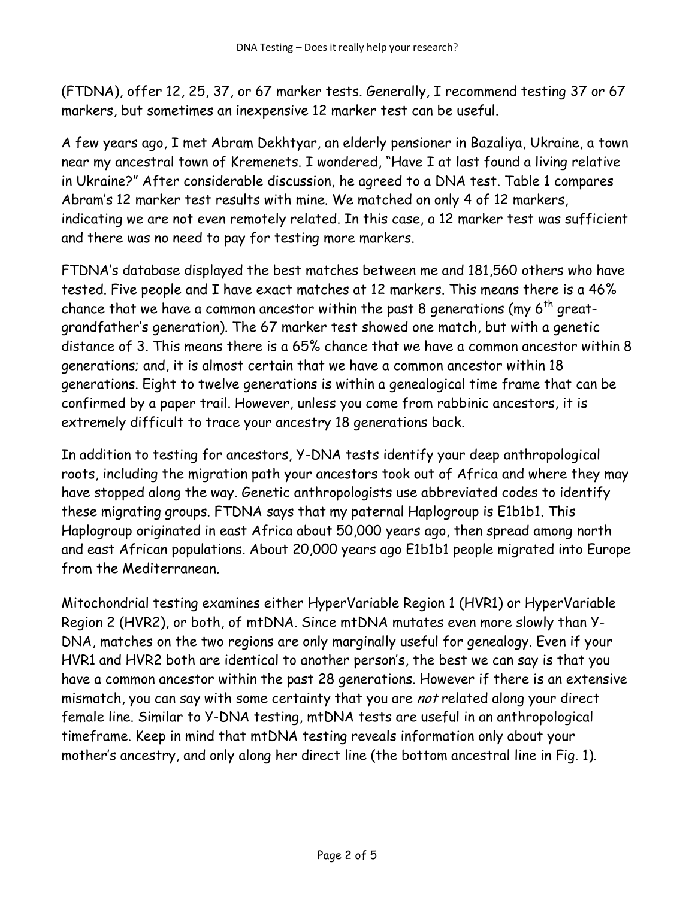(FTDNA), offer 12, 25, 37, or 67 marker tests. Generally, I recommend testing 37 or 67 markers, but sometimes an inexpensive 12 marker test can be useful.

A few years ago, I met Abram Dekhtyar, an elderly pensioner in Bazaliya, Ukraine, a town near my ancestral town of Kremenets. I wondered, "Have I at last found a living relative in Ukraine?" After considerable discussion, he agreed to a DNA test. Table 1 compares Abram's 12 marker test results with mine. We matched on only 4 of 12 markers, indicating we are not even remotely related. In this case, a 12 marker test was sufficient and there was no need to pay for testing more markers.

FTDNA's database displayed the best matches between me and 181,560 others who have tested. Five people and I have exact matches at 12 markers. This means there is a 46% chance that we have a common ancestor within the past 8 generations (my 6th great-grandfather's generation). The 67 marker test showed one match, but with a genetic distance of 3. This means there is a 65% chance that we have a common ancestor within 8 generations; and, it is almost certain that we have a common ancestor within 18 generations. Eight to twelve generations is within a genealogical time frame that can be confirmed by a paper trail. However, unless you come from rabbinic ancestors, it is extremely difficult to trace your ancestry 18 generations back.

In addition to testing for ancestors, Y-DNA tests identify your deep anthropological roots, including the migration path your ancestors took out of Africa and where they may have stopped along the way. Genetic anthropologists use abbreviated codes to identify these migrating groups. FTDNA says that my paternal Haplogroup is E1b1b1. This Haplogroup originated in east Africa about 50,000 years ago, then spread among north and east African populations. About 20,000 years ago E1b1b1 people migrated into Europe from the Mediterranean.

Mitochondrial testing examines either HyperVariable Region 1 (HVR1) or HyperVariable Region 2 (HVR2), or both, of mtDNA. Since mtDNA mutates even more slowly than Y-DNA, matches on the two regions are only marginally useful for genealogy. Even if your HVR1 and HVR2 both are identical to another person's, the best we can say is that you have a common ancestor within the past 28 generations. However if there is an extensive mismatch, you can say with some certainty that you are *not* related along your direct female line. Similar to Y-DNA testing, mtDNA tests are useful in an anthropological timeframe. Keep in mind that mtDNA testing reveals information only about your mother's ancestry, and only along her direct line (the bottom ancestral line in Fig. 1).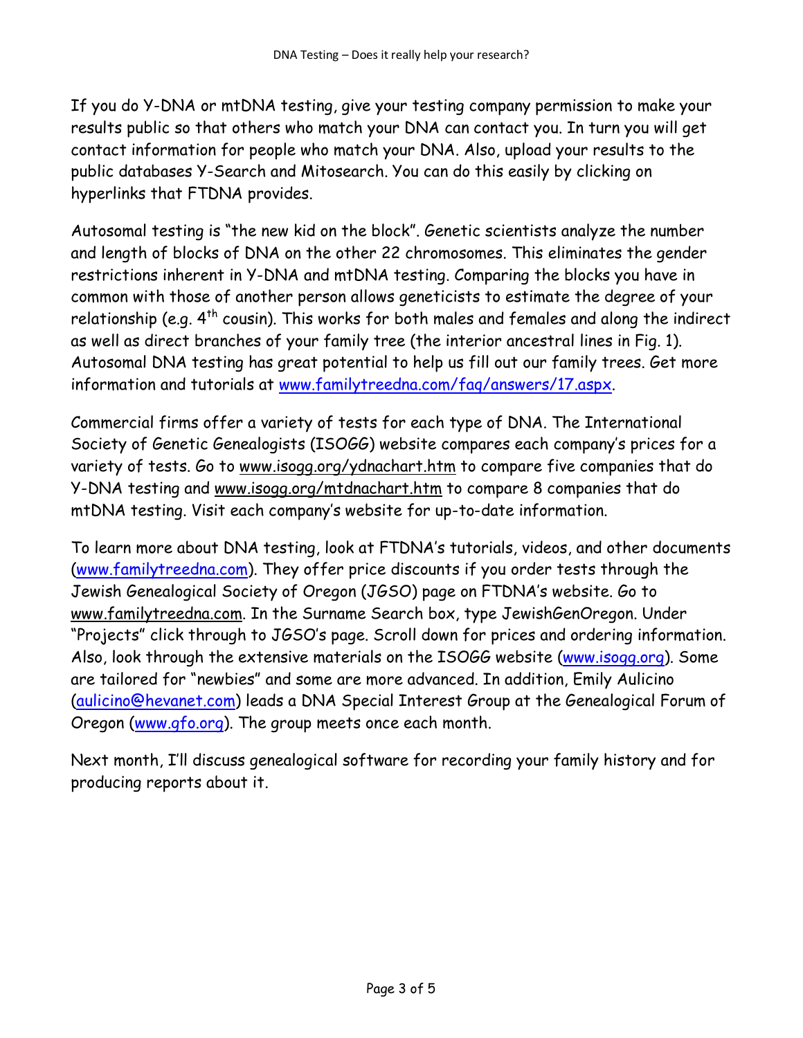If you do Y-DNA or mtDNA testing, give your testing company permission to make your results public so that others who match your DNA can contact you. In turn you will get contact information for people who match your DNA. Also, upload your results to the public databases Y-Search and Mitosearch. You can do this easily by clicking on hyperlinks that FTDNA provides.

Autosomal testing is "the new kid on the block". Genetic scientists analyze the number and length of blocks of DNA on the other 22 chromosomes. This eliminates the gender restrictions inherent in Y-DNA and mtDNA testing. Comparing the blocks you have in common with those of another person allows geneticists to estimate the degree of your relationship (e.g. 4th cousin). This works for both males and females and along the indirect as well as direct branches of your family tree (the interior ancestral lines in Fig. 1). Autosomal DNA testing has great potential to help us fill out our family trees. Get more information and tutorials at www.familytreedna.com/faq/answers/17.aspx.

Commercial firms offer a variety of tests for each type of DNA. The International Society of Genetic Genealogists (ISOGG) website compares each company's prices for a variety of tests. Go to www.isogg.org/ydnachart.htm to compare five companies that do Y-DNA testing and www.isogg.org/mtdnachart.htm to compare 8 companies that do mtDNA testing. Visit each company's website for up-to-date information.

To learn more about DNA testing, look at FTDNA's tutorials, videos, and other documents (www.familytreedna.com). They offer price discounts if you order tests through the Jewish Genealogical Society of Oregon (JGSO) page on FTDNA's website. Go to www.familytreedna.com. In the Surname Search box, type JewishGenOregon. Under "Projects" click through to JGSO's page. Scroll down for prices and ordering information. Also, look through the extensive materials on the ISOGG website (www.isogg.org). Some are tailored for "newbies" and some are more advanced. In addition, Emily Aulicino (aulicino@hevanet.com) leads a DNA Special Interest Group at the Genealogical Forum of Oregon (www.gfo.org). The group meets once each month.

Next month, I'll discuss genealogical software for recording your family history and for producing reports about it.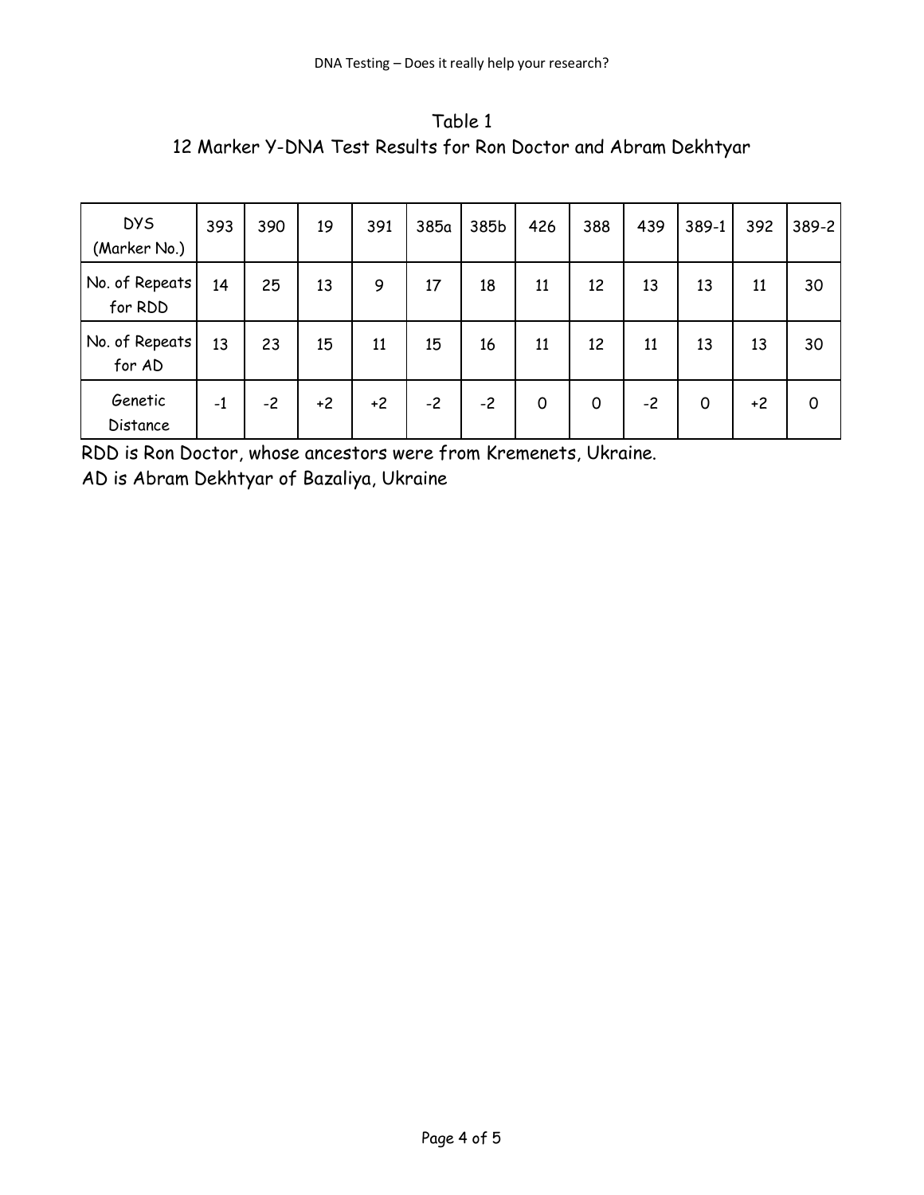Table 1

12 Marker Y-DNA Test Results for Ron Doctor and Abram Dekhtyar

| DYS (Marker No.) | 393 | 390 | 19 | 391 | 385a | 385b | 426 | 388 | 439 | 389-1 | 392 | 389-2 |
|---|---|---|---|---|---|---|---|---|---|---|---|---|
| No. of Repeats for RDD | 14 | 25 | 13 | 9 | 17 | 18 | 11 | 12 | 13 | 13 | 11 | 30 |
| No. of Repeats for AD | 13 | 23 | 15 | 11 | 15 | 16 | 11 | 12 | 11 | 13 | 13 | 30 |
| Genetic Distance | -1 | -2 | +2 | +2 | -2 | -2 | 0 | 0 | -2 | 0 | +2 | 0 |

RDD is Ron Doctor, whose ancestors were from Kremenets, Ukraine.

AD is Abram Dekhtyar of Bazaliya, Ukraine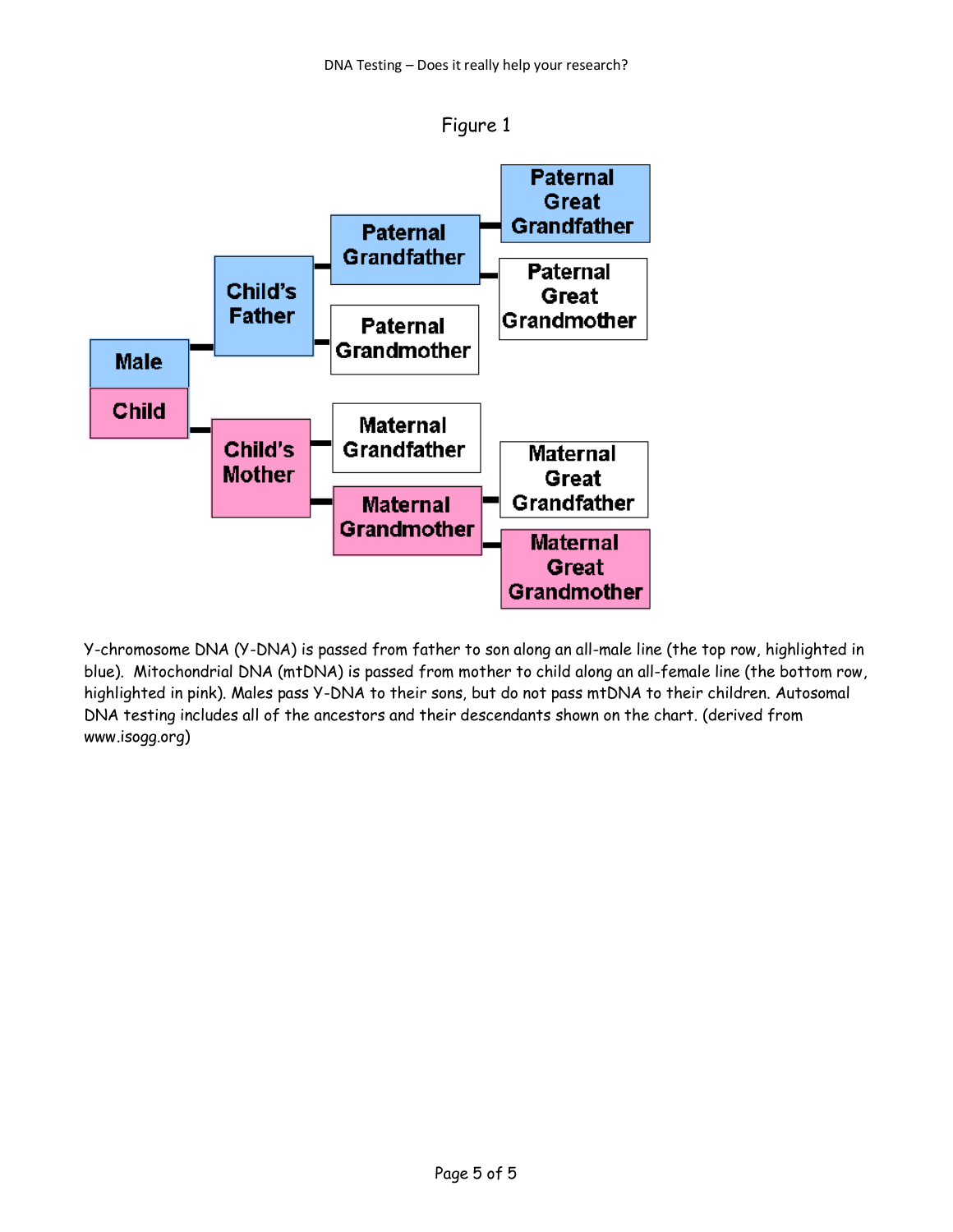Figure 1

Paternal Great Grandfather

Paternal Grandfather

Paternal Great Grandmother

Child's Father

Paternal Grandmother

Male

Child

Maternal Grandfather

Child's Mother

Maternal Great Grandfather

Maternal Grandmother

Maternal Great Grandmother

Y-chromosome DNA (Y-DNA) is passed from father to son along an all-male line (the top row, highlighted in blue). Mitochondrial DNA (mtDNA) is passed from mother to child along an all-female line (the bottom row, highlighted in pink). Males pass Y-DNA to their sons, but do not pass mtDNA to their children. Autosomal DNA testing includes all of the ancestors and their descendants shown on the chart. (derived from www.isogg.org)